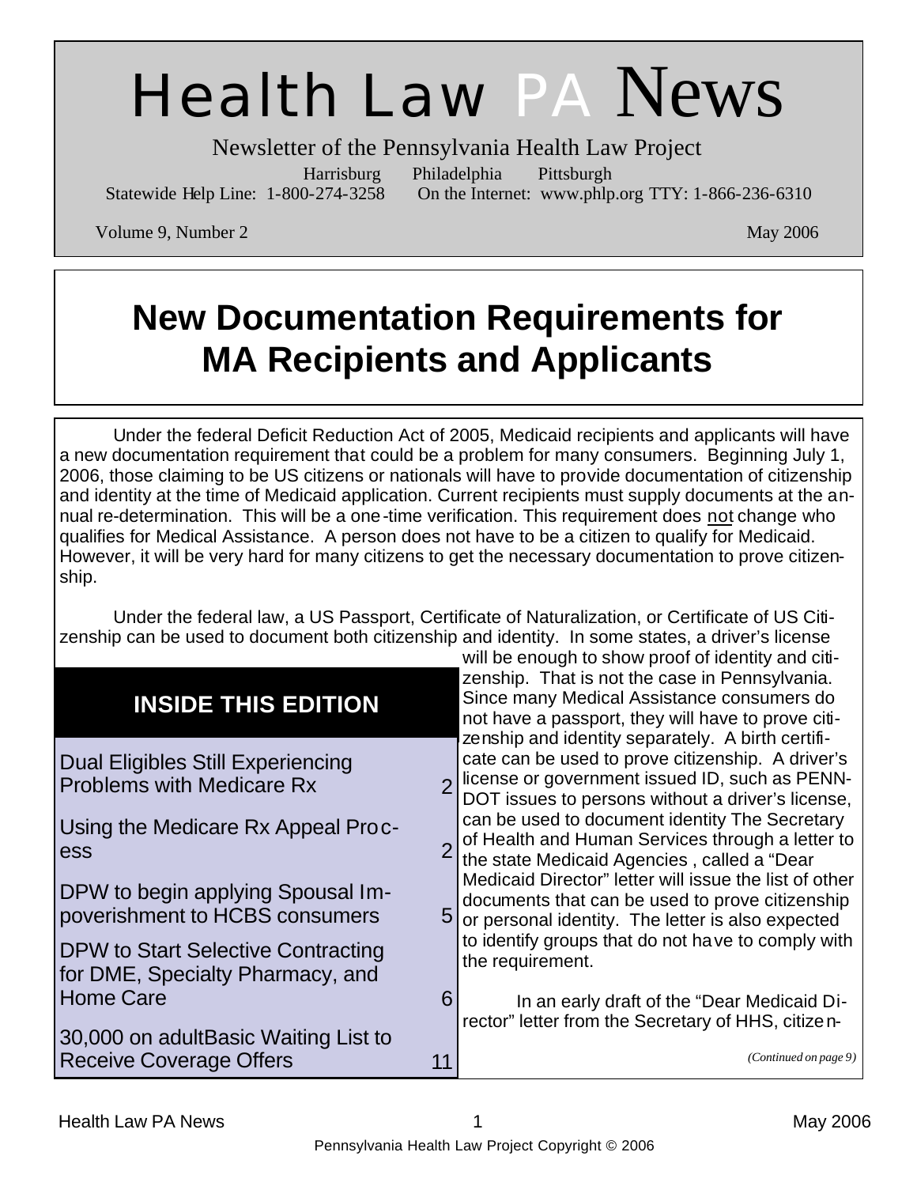# Health Law PA News

Newsletter of the Pennsylvania Health Law Project

Harrisburg Philadelphia Pittsburgh

Statewide Help Line: 1-800-274-3258 On the Internet: www.phlp.org TTY: 1-866-236-6310

Volume 9, Number 2 May 2006

## New Documentation Requirements for MA Recipients and Applicants

Under the federal Deficit Reduction Act of 2005, Medicaid recipients and applicants will have a new documentation requirement that could be a problem for many consumers. Beginning July 1, 2006, those claiming to be US citizens or nationals will have to provide documentation of citizenship and identity at the time of Medicaid application. Current recipients must supply documents at the annual re-determination. This will be a one-time verification. This requirement does not change who qualifies for Medical Assistance. A person does not have to be a citizen to qualify for Medicaid. However, it will be very hard for many citizens to get the necessary documentation to prove citizenship.

Under the federal law, a US Passport, Certificate of Naturalization, or Certificate of US Citizenship can be used to document both citizenship and identity. In some states, a driver's license will be enough to show proof of identity and citizenship. That is not the case in Pennsylvania. Since many Medical Assistance consumers do not have a passport, they will have to prove citizenship and identity separately. A birth certificate can be used to prove citizenship. A driver's license or government issued ID, such as PENNDOT issues to persons without a driver's license, can be used to document identity The Secretary of Health and Human Services through a letter to the state Medicaid Agencies , called a "Dear Medicaid Director" letter will issue the list of other documents that can be used to prove citizenship or personal identity. The letter is also expected to identify groups that do not have to comply with the requirement.

In an early draft of the "Dear Medicaid Director" letter from the Secretary of HHS, citizen-

*(Continued on page 9)*

### INSIDE THIS EDITION

| Article | Page |
|---|---|
| Dual Eligibles Still Experiencing Problems with Medicare Rx | 2 |
| Using the Medicare Rx Appeal Process | 2 |
| DPW to begin applying Spousal Impoverishment to HCBS consumers | 5 |
| DPW to Start Selective Contracting for DME, Specialty Pharmacy, and Home Care | 6 |
| 30,000 on adultBasic Waiting List to Receive Coverage Offers | 11 |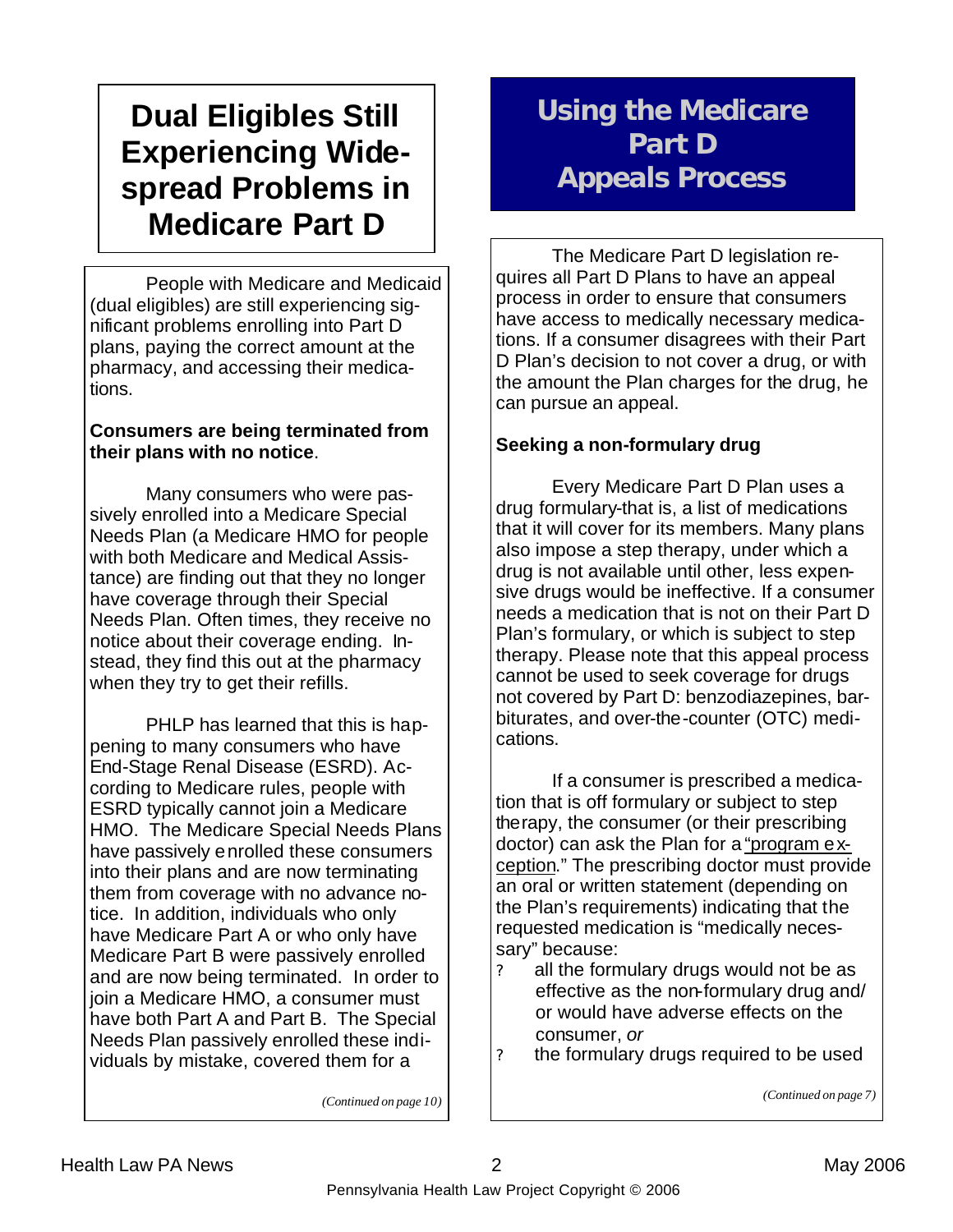# Dual Eligibles Still Experiencing Wide-spread Problems in Medicare Part D

People with Medicare and Medicaid (dual eligibles) are still experiencing significant problems enrolling into Part D plans, paying the correct amount at the pharmacy, and accessing their medications.

**Consumers are being terminated from their plans with no notice**.

Many consumers who were passively enrolled into a Medicare Special Needs Plan (a Medicare HMO for people with both Medicare and Medical Assistance) are finding out that they no longer have coverage through their Special Needs Plan. Often times, they receive no notice about their coverage ending. Instead, they find this out at the pharmacy when they try to get their refills.

PHLP has learned that this is happening to many consumers who have End-Stage Renal Disease (ESRD). According to Medicare rules, people with ESRD typically cannot join a Medicare HMO. The Medicare Special Needs Plans have passively enrolled these consumers into their plans and are now terminating them from coverage with no advance notice. In addition, individuals who only have Medicare Part A or who only have Medicare Part B were passively enrolled and are now being terminated. In order to join a Medicare HMO, a consumer must have both Part A and Part B. The Special Needs Plan passively enrolled these individuals by mistake, covered them for a

*(Continued on page 10)*

# Using the Medicare Part D Appeals Process

The Medicare Part D legislation requires all Part D Plans to have an appeal process in order to ensure that consumers have access to medically necessary medications. If a consumer disagrees with their Part D Plan's decision to not cover a drug, or with the amount the Plan charges for the drug, he can pursue an appeal.

**Seeking a non-formulary drug**

Every Medicare Part D Plan uses a drug formulary-that is, a list of medications that it will cover for its members. Many plans also impose a step therapy, under which a drug is not available until other, less expensive drugs would be ineffective. If a consumer needs a medication that is not on their Part D Plan's formulary, or which is subject to step therapy. Please note that this appeal process cannot be used to seek coverage for drugs not covered by Part D: benzodiazepines, barbiturates, and over-the-counter (OTC) medications.

If a consumer is prescribed a medication that is off formulary or subject to step therapy, the consumer (or their prescribing doctor) can ask the Plan for a "program exception." The prescribing doctor must provide an oral or written statement (depending on the Plan's requirements) indicating that the requested medication is "medically necessary" because:

- all the formulary drugs would not be as effective as the non-formulary drug and/or would have adverse effects on the consumer, *or*
- the formulary drugs required to be used

*(Continued on page 7)*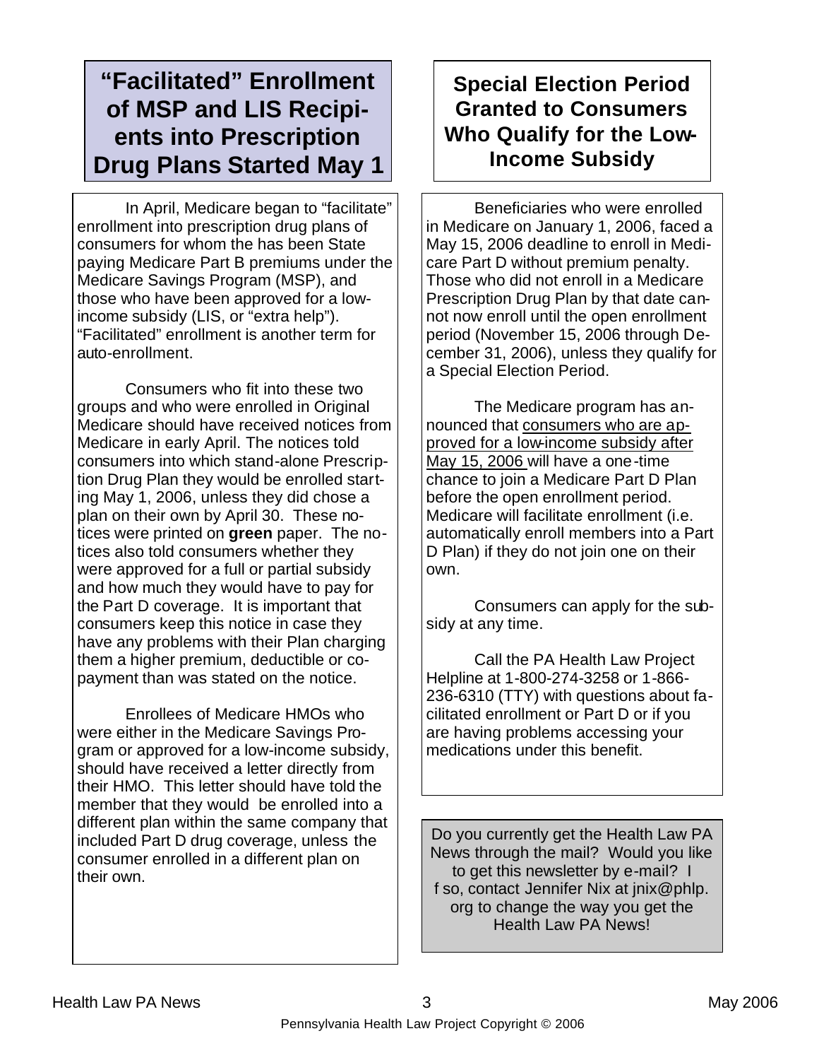## "Facilitated" Enrollment of MSP and LIS Recipients into Prescription Drug Plans Started May 1

In April, Medicare began to "facilitate" enrollment into prescription drug plans of consumers for whom the has been State paying Medicare Part B premiums under the Medicare Savings Program (MSP), and those who have been approved for a low-income subsidy (LIS, or "extra help"). "Facilitated" enrollment is another term for auto-enrollment.

Consumers who fit into these two groups and who were enrolled in Original Medicare should have received notices from Medicare in early April. The notices told consumers into which stand-alone Prescription Drug Plan they would be enrolled starting May 1, 2006, unless they did chose a plan on their own by April 30. These notices were printed on **green** paper. The notices also told consumers whether they were approved for a full or partial subsidy and how much they would have to pay for the Part D coverage. It is important that consumers keep this notice in case they have any problems with their Plan charging them a higher premium, deductible or co-payment than was stated on the notice.

Enrollees of Medicare HMOs who were either in the Medicare Savings Program or approved for a low-income subsidy, should have received a letter directly from their HMO. This letter should have told the member that they would be enrolled into a different plan within the same company that included Part D drug coverage, unless the consumer enrolled in a different plan on their own.

## Special Election Period Granted to Consumers Who Qualify for the Low-Income Subsidy

Beneficiaries who were enrolled in Medicare on January 1, 2006, faced a May 15, 2006 deadline to enroll in Medicare Part D without premium penalty. Those who did not enroll in a Medicare Prescription Drug Plan by that date cannot now enroll until the open enrollment period (November 15, 2006 through December 31, 2006), unless they qualify for a Special Election Period.

The Medicare program has announced that consumers who are approved for a low-income subsidy after May 15, 2006 will have a one-time chance to join a Medicare Part D Plan before the open enrollment period. Medicare will facilitate enrollment (i.e. automatically enroll members into a Part D Plan) if they do not join one on their own.

Consumers can apply for the subsidy at any time.

Call the PA Health Law Project Helpline at 1-800-274-3258 or 1-866-236-6310 (TTY) with questions about facilitated enrollment or Part D or if you are having problems accessing your medications under this benefit.

Do you currently get the Health Law PA News through the mail? Would you like to get this newsletter by e-mail? If so, contact Jennifer Nix at jnix@phlp.org to change the way you get the Health Law PA News!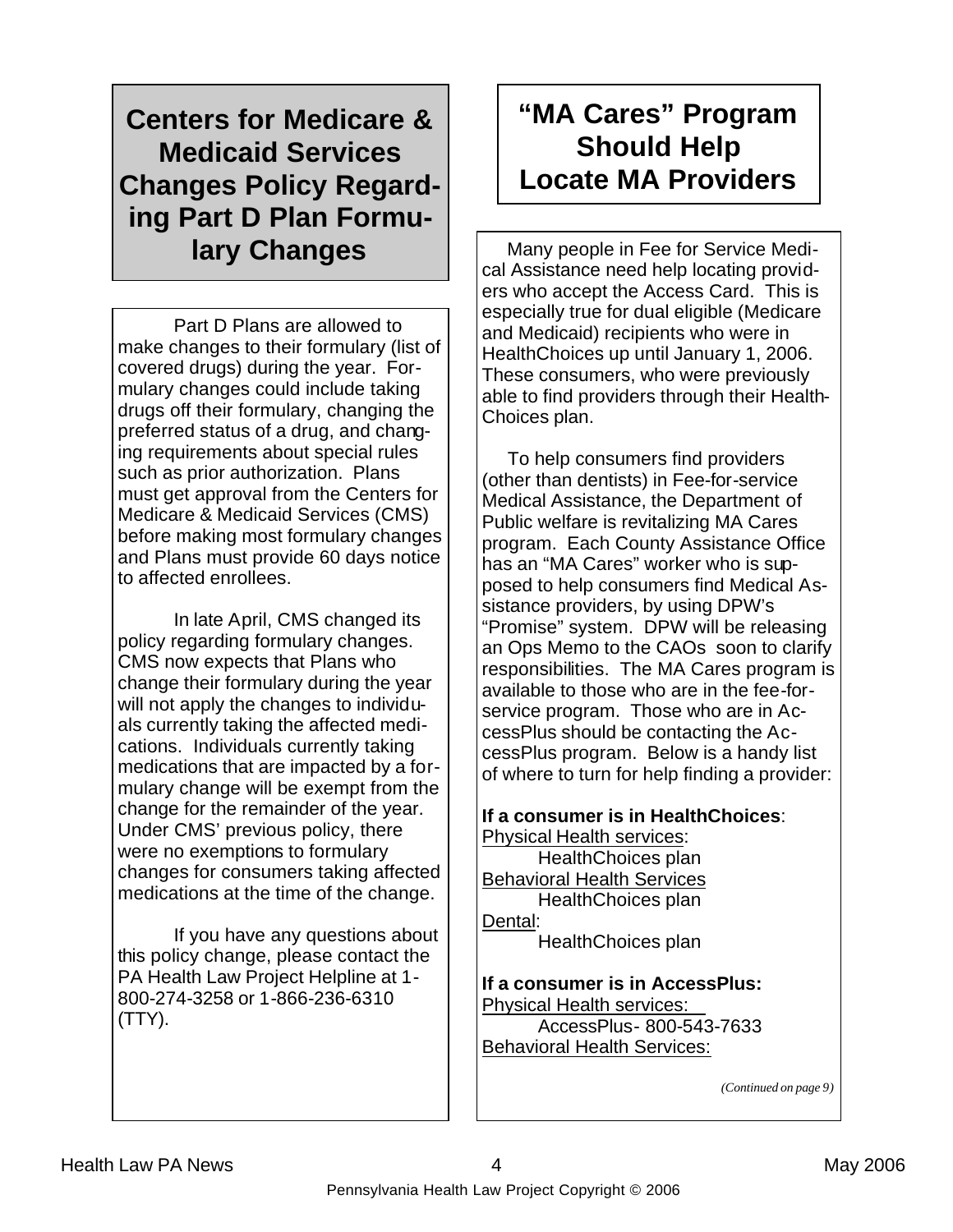## Centers for Medicare & Medicaid Services Changes Policy Regarding Part D Plan Formulary Changes

Part D Plans are allowed to make changes to their formulary (list of covered drugs) during the year. Formulary changes could include taking drugs off their formulary, changing the preferred status of a drug, and changing requirements about special rules such as prior authorization. Plans must get approval from the Centers for Medicare & Medicaid Services (CMS) before making most formulary changes and Plans must provide 60 days notice to affected enrollees.

In late April, CMS changed its policy regarding formulary changes. CMS now expects that Plans who change their formulary during the year will not apply the changes to individuals currently taking the affected medications. Individuals currently taking medications that are impacted by a formulary change will be exempt from the change for the remainder of the year. Under CMS' previous policy, there were no exemptions to formulary changes for consumers taking affected medications at the time of the change.

If you have any questions about this policy change, please contact the PA Health Law Project Helpline at 1-800-274-3258 or 1-866-236-6310 (TTY).

## "MA Cares" Program Should Help Locate MA Providers

Many people in Fee for Service Medical Assistance need help locating providers who accept the Access Card. This is especially true for dual eligible (Medicare and Medicaid) recipients who were in HealthChoices up until January 1, 2006. These consumers, who were previously able to find providers through their HealthChoices plan.

To help consumers find providers (other than dentists) in Fee-for-service Medical Assistance, the Department of Public welfare is revitalizing MA Cares program. Each County Assistance Office has an "MA Cares" worker who is supposed to help consumers find Medical Assistance providers, by using DPW's "Promise" system. DPW will be releasing an Ops Memo to the CAOs soon to clarify responsibilities. The MA Cares program is available to those who are in the fee-for-service program. Those who are in AccessPlus should be contacting the AccessPlus program. Below is a handy list of where to turn for help finding a provider:

**If a consumer is in HealthChoices**:

Physical Health services:
  HealthChoices plan

Behavioral Health Services
  HealthChoices plan

Dental:
  HealthChoices plan

**If a consumer is in AccessPlus:**

Physical Health services:
  AccessPlus- 800-543-7633

Behavioral Health Services:

*(Continued on page 9)*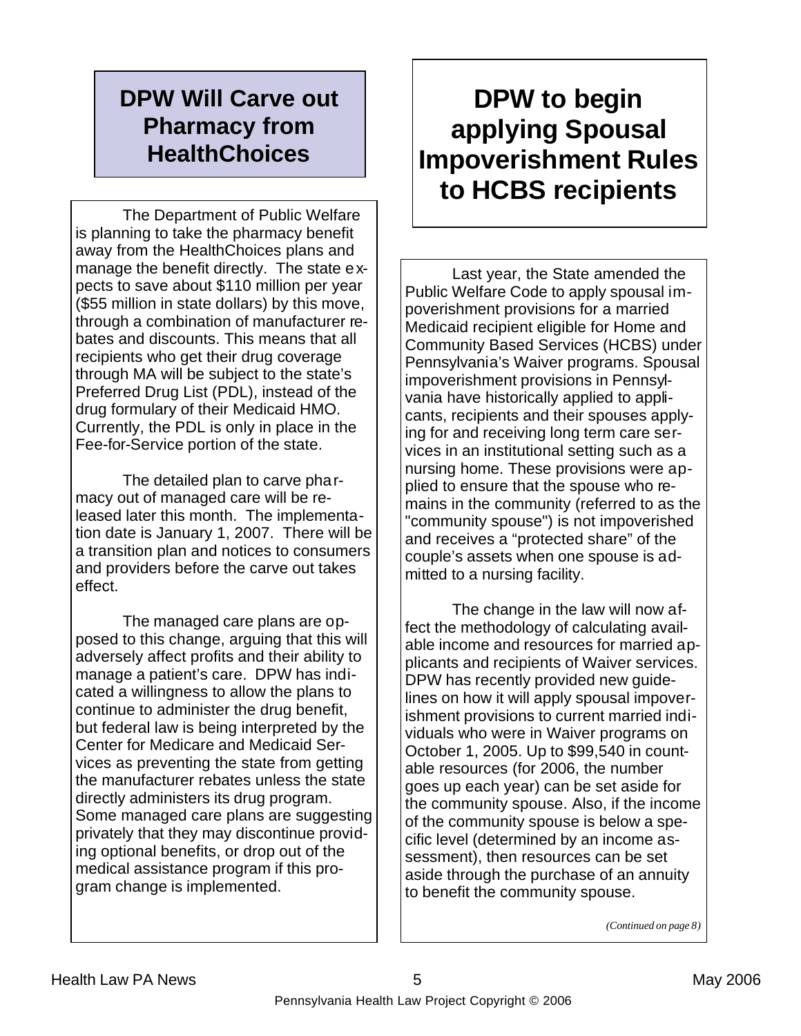## DPW Will Carve out Pharmacy from HealthChoices

The Department of Public Welfare is planning to take the pharmacy benefit away from the HealthChoices plans and manage the benefit directly. The state expects to save about $110 million per year ($55 million in state dollars) by this move, through a combination of manufacturer rebates and discounts. This means that all recipients who get their drug coverage through MA will be subject to the state's Preferred Drug List (PDL), instead of the drug formulary of their Medicaid HMO. Currently, the PDL is only in place in the Fee-for-Service portion of the state.

The detailed plan to carve pharmacy out of managed care will be released later this month. The implementation date is January 1, 2007. There will be a transition plan and notices to consumers and providers before the carve out takes effect.

The managed care plans are opposed to this change, arguing that this will adversely affect profits and their ability to manage a patient's care. DPW has indicated a willingness to allow the plans to continue to administer the drug benefit, but federal law is being interpreted by the Center for Medicare and Medicaid Services as preventing the state from getting the manufacturer rebates unless the state directly administers its drug program. Some managed care plans are suggesting privately that they may discontinue providing optional benefits, or drop out of the medical assistance program if this program change is implemented.

## DPW to begin applying Spousal Impoverishment Rules to HCBS recipients

Last year, the State amended the Public Welfare Code to apply spousal impoverishment provisions for a married Medicaid recipient eligible for Home and Community Based Services (HCBS) under Pennsylvania's Waiver programs. Spousal impoverishment provisions in Pennsylvania have historically applied to applicants, recipients and their spouses applying for and receiving long term care services in an institutional setting such as a nursing home. These provisions were applied to ensure that the spouse who remains in the community (referred to as the "community spouse") is not impoverished and receives a "protected share" of the couple's assets when one spouse is admitted to a nursing facility.

The change in the law will now affect the methodology of calculating available income and resources for married applicants and recipients of Waiver services. DPW has recently provided new guidelines on how it will apply spousal impoverishment provisions to current married individuals who were in Waiver programs on October 1, 2005. Up to $99,540 in countable resources (for 2006, the number goes up each year) can be set aside for the community spouse. Also, if the income of the community spouse is below a specific level (determined by an income assessment), then resources can be set aside through the purchase of an annuity to benefit the community spouse.

*(Continued on page 8)*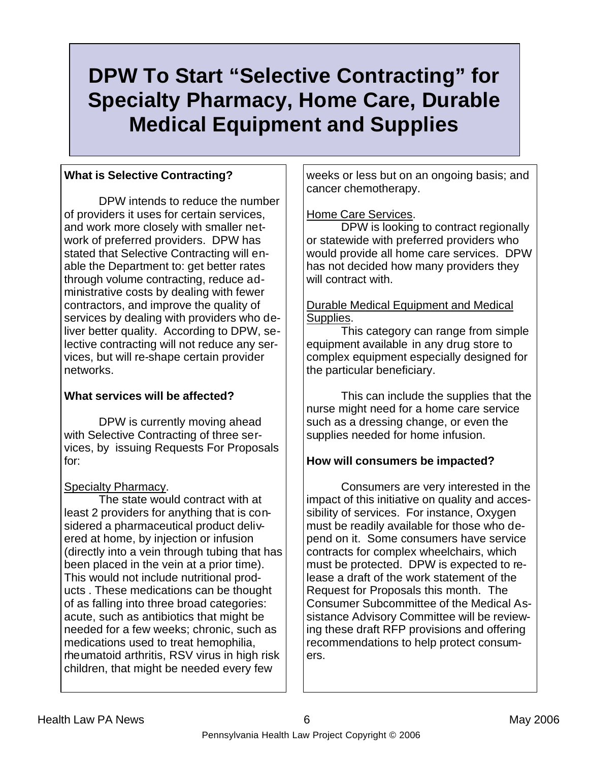# DPW To Start "Selective Contracting" for Specialty Pharmacy, Home Care, Durable Medical Equipment and Supplies

**What is Selective Contracting?**

DPW intends to reduce the number of providers it uses for certain services, and work more closely with smaller network of preferred providers. DPW has stated that Selective Contracting will enable the Department to: get better rates through volume contracting, reduce administrative costs by dealing with fewer contractors, and improve the quality of services by dealing with providers who deliver better quality. According to DPW, selective contracting will not reduce any services, but will re-shape certain provider networks.

**What services will be affected?**

DPW is currently moving ahead with Selective Contracting of three services, by issuing Requests For Proposals for:

Specialty Pharmacy.

The state would contract with at least 2 providers for anything that is considered a pharmaceutical product delivered at home, by injection or infusion (directly into a vein through tubing that has been placed in the vein at a prior time). This would not include nutritional products . These medications can be thought of as falling into three broad categories: acute, such as antibiotics that might be needed for a few weeks; chronic, such as medications used to treat hemophilia, rheumatoid arthritis, RSV virus in high risk children, that might be needed every few weeks or less but on an ongoing basis; and cancer chemotherapy.

Home Care Services.

DPW is looking to contract regionally or statewide with preferred providers who would provide all home care services. DPW has not decided how many providers they will contract with.

Durable Medical Equipment and Medical Supplies.

This category can range from simple equipment available in any drug store to complex equipment especially designed for the particular beneficiary.

This can include the supplies that the nurse might need for a home care service such as a dressing change, or even the supplies needed for home infusion.

**How will consumers be impacted?**

Consumers are very interested in the impact of this initiative on quality and accessibility of services. For instance, Oxygen must be readily available for those who depend on it. Some consumers have service contracts for complex wheelchairs, which must be protected. DPW is expected to release a draft of the work statement of the Request for Proposals this month. The Consumer Subcommittee of the Medical Assistance Advisory Committee will be reviewing these draft RFP provisions and offering recommendations to help protect consumers.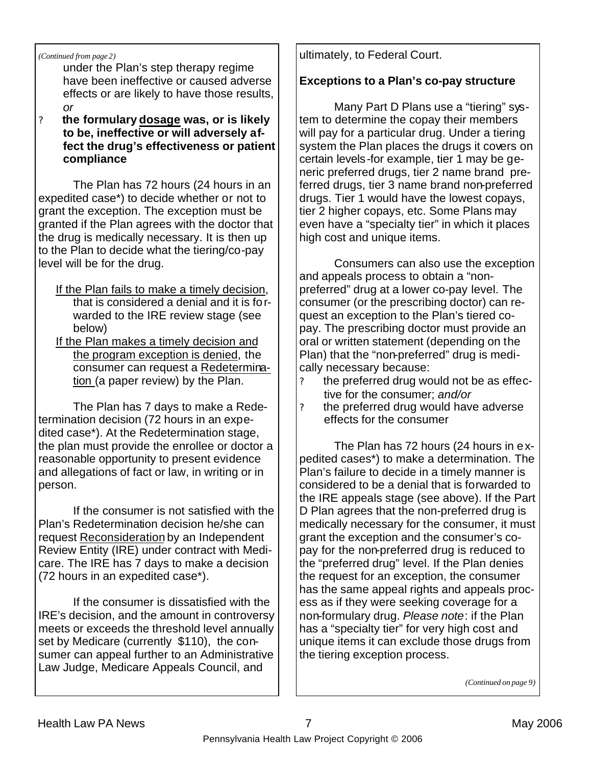*(Continued from page 2)*

under the Plan's step therapy regime have been ineffective or caused adverse effects or are likely to have those results, *or*

- **the formulary dosage was, or is likely to be, ineffective or will adversely affect the drug's effectiveness or patient compliance**

The Plan has 72 hours (24 hours in an expedited case*) to decide whether or not to grant the exception. The exception must be granted if the Plan agrees with the doctor that the drug is medically necessary. It is then up to the Plan to decide what the tiering/co-pay level will be for the drug.

If the Plan fails to make a timely decision, that is considered a denial and it is forwarded to the IRE review stage (see below)

If the Plan makes a timely decision and the program exception is denied, the consumer can request a Redetermination (a paper review) by the Plan.

The Plan has 7 days to make a Redetermination decision (72 hours in an expedited case*). At the Redetermination stage, the plan must provide the enrollee or doctor a reasonable opportunity to present evidence and allegations of fact or law, in writing or in person.

If the consumer is not satisfied with the Plan's Redetermination decision he/she can request Reconsideration by an Independent Review Entity (IRE) under contract with Medicare. The IRE has 7 days to make a decision (72 hours in an expedited case*).

If the consumer is dissatisfied with the IRE's decision, and the amount in controversy meets or exceeds the threshold level annually set by Medicare (currently $110), the consumer can appeal further to an Administrative Law Judge, Medicare Appeals Council, and ultimately, to Federal Court.

**Exceptions to a Plan's co-pay structure**

Many Part D Plans use a "tiering" system to determine the copay their members will pay for a particular drug. Under a tiering system the Plan places the drugs it covers on certain levels-for example, tier 1 may be generic preferred drugs, tier 2 name brand preferred drugs, tier 3 name brand non-preferred drugs. Tier 1 would have the lowest copays, tier 2 higher copays, etc. Some Plans may even have a "specialty tier" in which it places high cost and unique items.

Consumers can also use the exception and appeals process to obtain a "non-preferred" drug at a lower co-pay level. The consumer (or the prescribing doctor) can request an exception to the Plan's tiered co-pay. The prescribing doctor must provide an oral or written statement (depending on the Plan) that the "non-preferred" drug is medically necessary because:

- the preferred drug would not be as effective for the consumer; *and/or*
- the preferred drug would have adverse effects for the consumer

The Plan has 72 hours (24 hours in expedited cases*) to make a determination. The Plan's failure to decide in a timely manner is considered to be a denial that is forwarded to the IRE appeals stage (see above). If the Part D Plan agrees that the non-preferred drug is medically necessary for the consumer, it must grant the exception and the consumer's co-pay for the non-preferred drug is reduced to the "preferred drug" level. If the Plan denies the request for an exception, the consumer has the same appeal rights and appeals process as if they were seeking coverage for a non-formulary drug. *Please note*: if the Plan has a "specialty tier" for very high cost and unique items it can exclude those drugs from the tiering exception process.

*(Continued on page 9)*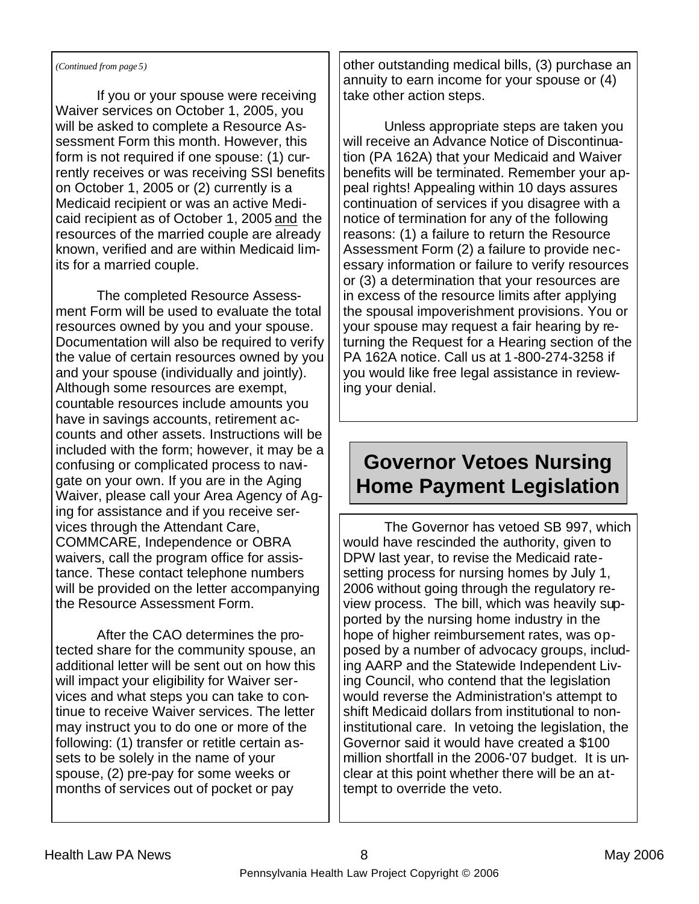*(Continued from page 5)*

If you or your spouse were receiving Waiver services on October 1, 2005, you will be asked to complete a Resource Assessment Form this month. However, this form is not required if one spouse: (1) currently receives or was receiving SSI benefits on October 1, 2005 or (2) currently is a Medicaid recipient or was an active Medicaid recipient as of October 1, 2005 and the resources of the married couple are already known, verified and are within Medicaid limits for a married couple.

The completed Resource Assessment Form will be used to evaluate the total resources owned by you and your spouse. Documentation will also be required to verify the value of certain resources owned by you and your spouse (individually and jointly). Although some resources are exempt, countable resources include amounts you have in savings accounts, retirement accounts and other assets. Instructions will be included with the form; however, it may be a confusing or complicated process to navigate on your own. If you are in the Aging Waiver, please call your Area Agency of Aging for assistance and if you receive services through the Attendant Care, COMMCARE, Independence or OBRA waivers, call the program office for assistance. These contact telephone numbers will be provided on the letter accompanying the Resource Assessment Form.

After the CAO determines the protected share for the community spouse, an additional letter will be sent out on how this will impact your eligibility for Waiver services and what steps you can take to continue to receive Waiver services. The letter may instruct you to do one or more of the following: (1) transfer or retitle certain assets to be solely in the name of your spouse, (2) pre-pay for some weeks or months of services out of pocket or pay other outstanding medical bills, (3) purchase an annuity to earn income for your spouse or (4) take other action steps.

Unless appropriate steps are taken you will receive an Advance Notice of Discontinuation (PA 162A) that your Medicaid and Waiver benefits will be terminated. Remember your appeal rights! Appealing within 10 days assures continuation of services if you disagree with a notice of termination for any of the following reasons: (1) a failure to return the Resource Assessment Form (2) a failure to provide necessary information or failure to verify resources or (3) a determination that your resources are in excess of the resource limits after applying the spousal impoverishment provisions. You or your spouse may request a fair hearing by returning the Request for a Hearing section of the PA 162A notice. Call us at 1-800-274-3258 if you would like free legal assistance in reviewing your denial.

# Governor Vetoes Nursing Home Payment Legislation

The Governor has vetoed SB 997, which would have rescinded the authority, given to DPW last year, to revise the Medicaid rate-setting process for nursing homes by July 1, 2006 without going through the regulatory review process. The bill, which was heavily supported by the nursing home industry in the hope of higher reimbursement rates, was opposed by a number of advocacy groups, including AARP and the Statewide Independent Living Council, who contend that the legislation would reverse the Administration's attempt to shift Medicaid dollars from institutional to non-institutional care. In vetoing the legislation, the Governor said it would have created a $100 million shortfall in the 2006-'07 budget. It is unclear at this point whether there will be an attempt to override the veto.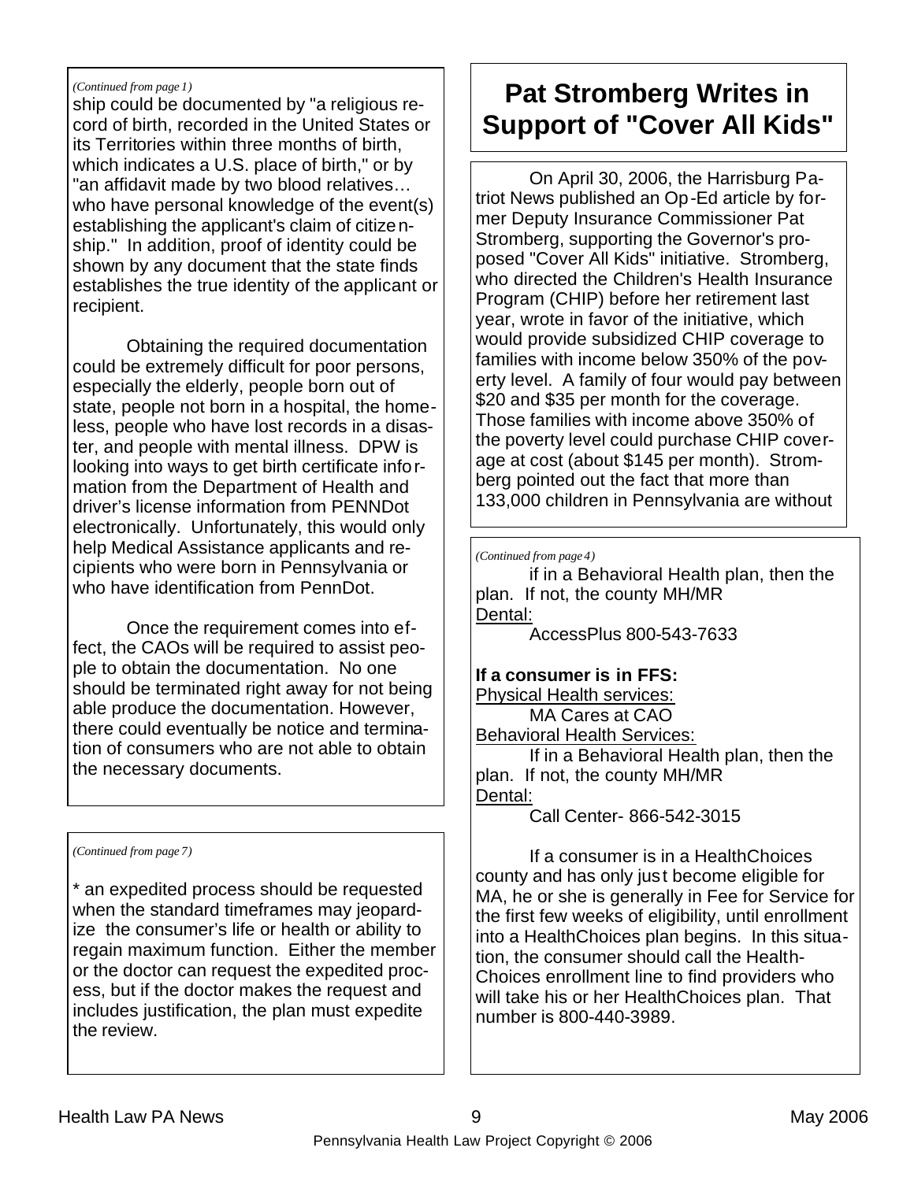*(Continued from page 1)*

ship could be documented by "a religious record of birth, recorded in the United States or its Territories within three months of birth, which indicates a U.S. place of birth," or by "an affidavit made by two blood relatives… who have personal knowledge of the event(s) establishing the applicant's claim of citizenship." In addition, proof of identity could be shown by any document that the state finds establishes the true identity of the applicant or recipient.

Obtaining the required documentation could be extremely difficult for poor persons, especially the elderly, people born out of state, people not born in a hospital, the homeless, people who have lost records in a disaster, and people with mental illness. DPW is looking into ways to get birth certificate information from the Department of Health and driver's license information from PENNDot electronically. Unfortunately, this would only help Medical Assistance applicants and recipients who were born in Pennsylvania or who have identification from PennDot.

Once the requirement comes into effect, the CAOs will be required to assist people to obtain the documentation. No one should be terminated right away for not being able produce the documentation. However, there could eventually be notice and termination of consumers who are not able to obtain the necessary documents.

*(Continued from page 7)*

\* an expedited process should be requested when the standard timeframes may jeopardize the consumer's life or health or ability to regain maximum function. Either the member or the doctor can request the expedited process, but if the doctor makes the request and includes justification, the plan must expedite the review.

# Pat Stromberg Writes in Support of "Cover All Kids"

On April 30, 2006, the Harrisburg Patriot News published an Op-Ed article by former Deputy Insurance Commissioner Pat Stromberg, supporting the Governor's proposed "Cover All Kids" initiative. Stromberg, who directed the Children's Health Insurance Program (CHIP) before her retirement last year, wrote in favor of the initiative, which would provide subsidized CHIP coverage to families with income below 350% of the poverty level. A family of four would pay between \$20 and \$35 per month for the coverage. Those families with income above 350% of the poverty level could purchase CHIP coverage at cost (about \$145 per month). Stromberg pointed out the fact that more than 133,000 children in Pennsylvania are without

*(Continued from page 4)*

if in a Behavioral Health plan, then the plan. If not, the county MH/MR

Dental:

AccessPlus 800-543-7633

**If a consumer is in FFS:**

Physical Health services:

MA Cares at CAO

Behavioral Health Services:

If in a Behavioral Health plan, then the plan. If not, the county MH/MR

Dental:

Call Center- 866-542-3015

If a consumer is in a HealthChoices county and has only just become eligible for MA, he or she is generally in Fee for Service for the first few weeks of eligibility, until enrollment into a HealthChoices plan begins. In this situation, the consumer should call the HealthChoices enrollment line to find providers who will take his or her HealthChoices plan. That number is 800-440-3989.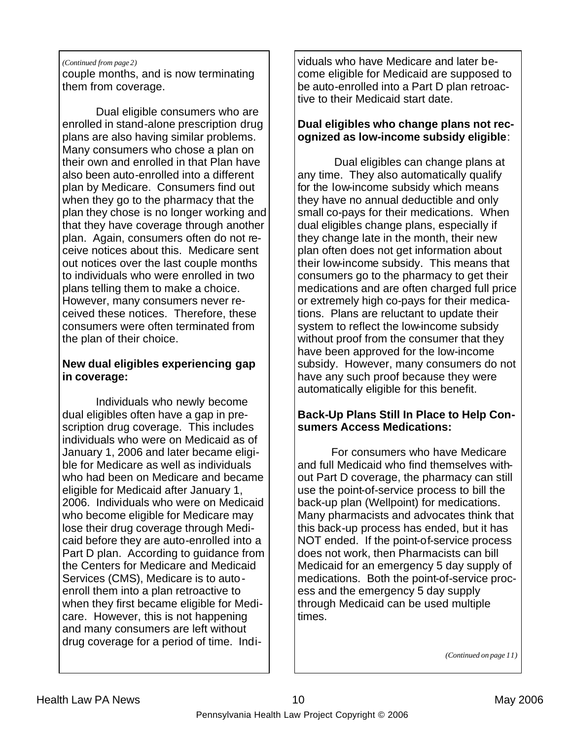*(Continued from page 2)*

couple months, and is now terminating them from coverage.

Dual eligible consumers who are enrolled in stand-alone prescription drug plans are also having similar problems. Many consumers who chose a plan on their own and enrolled in that Plan have also been auto-enrolled into a different plan by Medicare. Consumers find out when they go to the pharmacy that the plan they chose is no longer working and that they have coverage through another plan. Again, consumers often do not receive notices about this. Medicare sent out notices over the last couple months to individuals who were enrolled in two plans telling them to make a choice. However, many consumers never received these notices. Therefore, these consumers were often terminated from the plan of their choice.

**New dual eligibles experiencing gap in coverage:**

Individuals who newly become dual eligibles often have a gap in prescription drug coverage. This includes individuals who were on Medicaid as of January 1, 2006 and later became eligible for Medicare as well as individuals who had been on Medicare and became eligible for Medicaid after January 1, 2006. Individuals who were on Medicaid who become eligible for Medicare may lose their drug coverage through Medicaid before they are auto-enrolled into a Part D plan. According to guidance from the Centers for Medicare and Medicaid Services (CMS), Medicare is to auto-enroll them into a plan retroactive to when they first became eligible for Medicare. However, this is not happening and many consumers are left without drug coverage for a period of time. Individuals who have Medicare and later become eligible for Medicaid are supposed to be auto-enrolled into a Part D plan retroactive to their Medicaid start date.

**Dual eligibles who change plans not recognized as low-income subsidy eligible**:

Dual eligibles can change plans at any time. They also automatically qualify for the low-income subsidy which means they have no annual deductible and only small co-pays for their medications. When dual eligibles change plans, especially if they change late in the month, their new plan often does not get information about their low-income subsidy. This means that consumers go to the pharmacy to get their medications and are often charged full price or extremely high co-pays for their medications. Plans are reluctant to update their system to reflect the low-income subsidy without proof from the consumer that they have been approved for the low-income subsidy. However, many consumers do not have any such proof because they were automatically eligible for this benefit.

**Back-Up Plans Still In Place to Help Consumers Access Medications:**

For consumers who have Medicare and full Medicaid who find themselves without Part D coverage, the pharmacy can still use the point-of-service process to bill the back-up plan (Wellpoint) for medications. Many pharmacists and advocates think that this back-up process has ended, but it has NOT ended. If the point-of-service process does not work, then Pharmacists can bill Medicaid for an emergency 5 day supply of medications. Both the point-of-service process and the emergency 5 day supply through Medicaid can be used multiple times.

*(Continued on page 11)*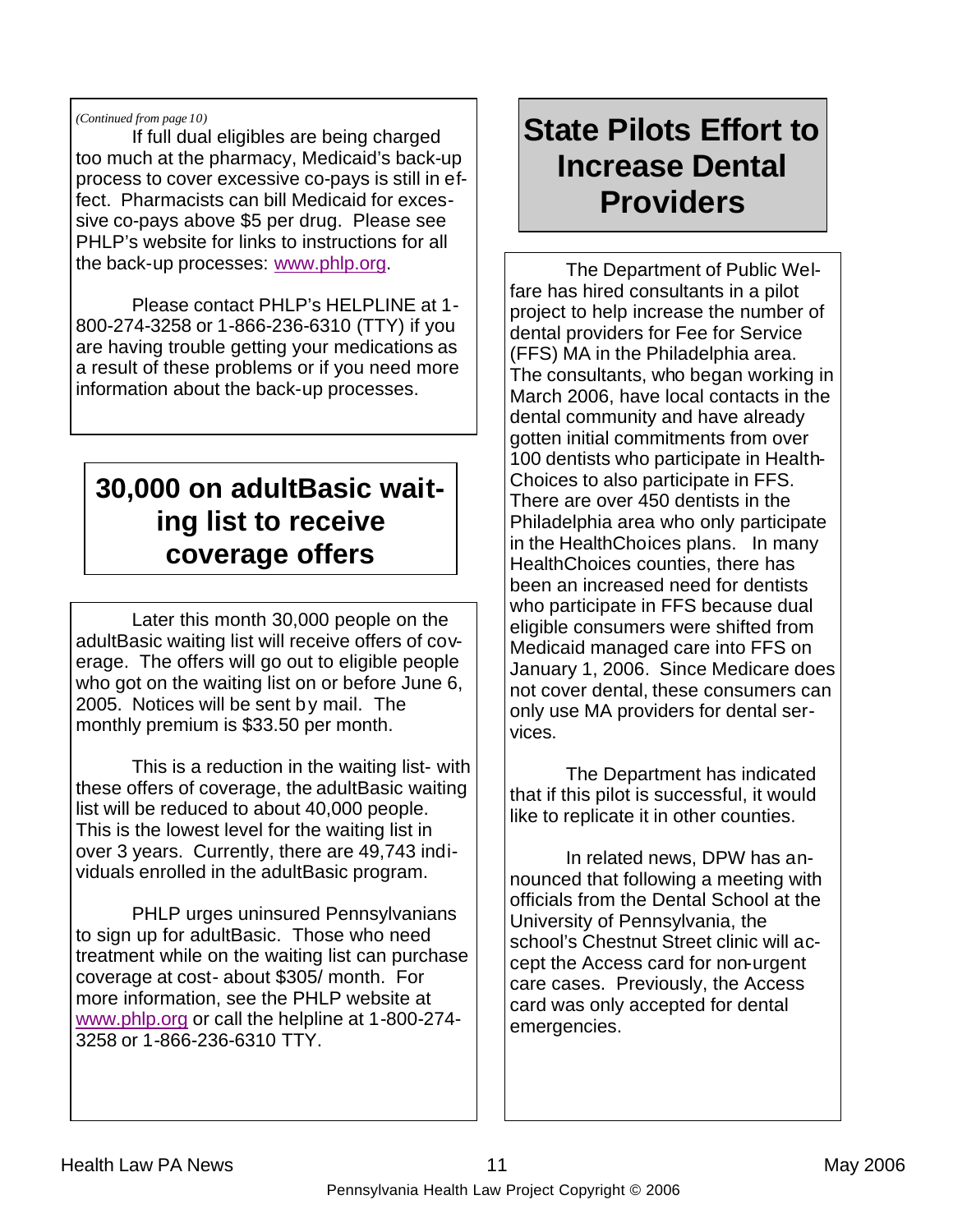*(Continued from page 10)*

If full dual eligibles are being charged too much at the pharmacy, Medicaid's back-up process to cover excessive co-pays is still in effect. Pharmacists can bill Medicaid for excessive co-pays above $5 per drug. Please see PHLP's website for links to instructions for all the back-up processes: www.phlp.org.

Please contact PHLP's HELPLINE at 1-800-274-3258 or 1-866-236-6310 (TTY) if you are having trouble getting your medications as a result of these problems or if you need more information about the back-up processes.

## 30,000 on adultBasic waiting list to receive coverage offers

Later this month 30,000 people on the adultBasic waiting list will receive offers of coverage. The offers will go out to eligible people who got on the waiting list on or before June 6, 2005. Notices will be sent by mail. The monthly premium is $33.50 per month.

This is a reduction in the waiting list- with these offers of coverage, the adultBasic waiting list will be reduced to about 40,000 people. This is the lowest level for the waiting list in over 3 years. Currently, there are 49,743 individuals enrolled in the adultBasic program.

PHLP urges uninsured Pennsylvanians to sign up for adultBasic. Those who need treatment while on the waiting list can purchase coverage at cost- about $305/ month. For more information, see the PHLP website at www.phlp.org or call the helpline at 1-800-274-3258 or 1-866-236-6310 TTY.

## State Pilots Effort to Increase Dental Providers

The Department of Public Welfare has hired consultants in a pilot project to help increase the number of dental providers for Fee for Service (FFS) MA in the Philadelphia area. The consultants, who began working in March 2006, have local contacts in the dental community and have already gotten initial commitments from over 100 dentists who participate in HealthChoices to also participate in FFS. There are over 450 dentists in the Philadelphia area who only participate in the HealthChoices plans. In many HealthChoices counties, there has been an increased need for dentists who participate in FFS because dual eligible consumers were shifted from Medicaid managed care into FFS on January 1, 2006. Since Medicare does not cover dental, these consumers can only use MA providers for dental services.

The Department has indicated that if this pilot is successful, it would like to replicate it in other counties.

In related news, DPW has announced that following a meeting with officials from the Dental School at the University of Pennsylvania, the school's Chestnut Street clinic will accept the Access card for non-urgent care cases. Previously, the Access card was only accepted for dental emergencies.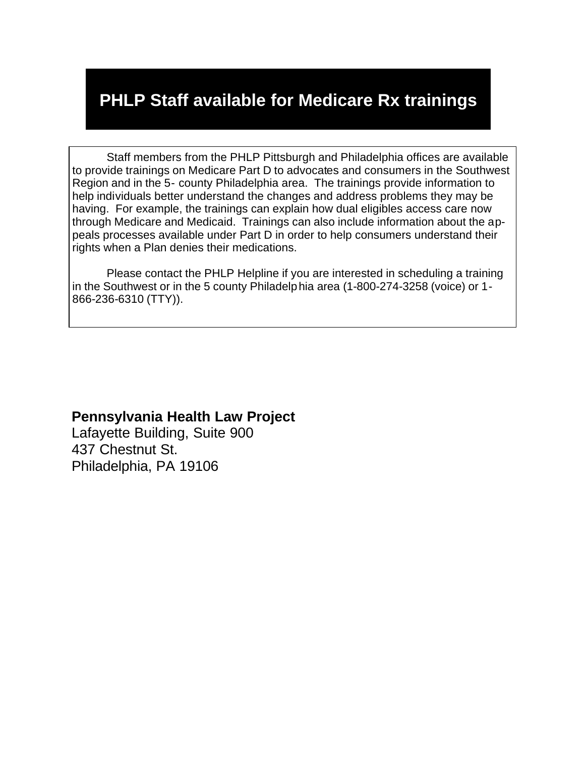# PHLP Staff available for Medicare Rx trainings

Staff members from the PHLP Pittsburgh and Philadelphia offices are available to provide trainings on Medicare Part D to advocates and consumers in the Southwest Region and in the 5- county Philadelphia area. The trainings provide information to help individuals better understand the changes and address problems they may be having. For example, the trainings can explain how dual eligibles access care now through Medicare and Medicaid. Trainings can also include information about the appeals processes available under Part D in order to help consumers understand their rights when a Plan denies their medications.

Please contact the PHLP Helpline if you are interested in scheduling a training in the Southwest or in the 5 county Philadelphia area (1-800-274-3258 (voice) or 1-866-236-6310 (TTY)).

**Pennsylvania Health Law Project**
Lafayette Building, Suite 900
437 Chestnut St.
Philadelphia, PA 19106